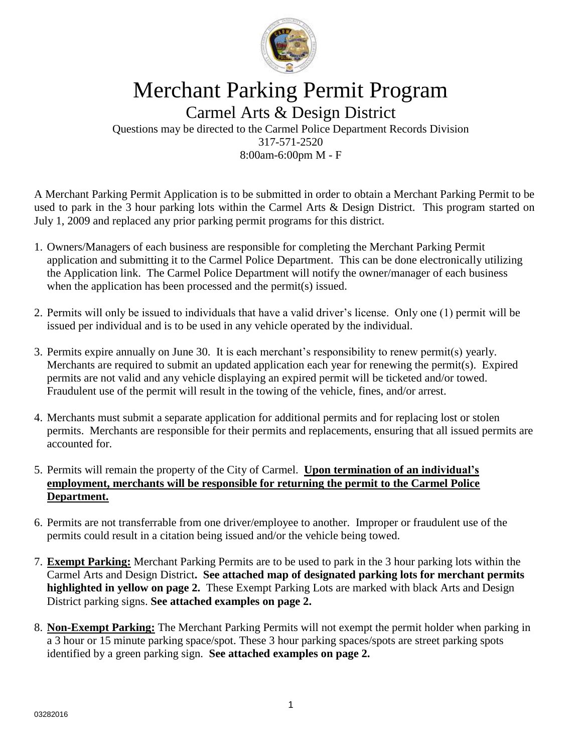# Merchant Parking Permit Program

## Carmel Arts & Design District

Questions may be directed to the Carmel Police Department Records Division
317-571-2520
8:00am-6:00pm M - F

A Merchant Parking Permit Application is to be submitted in order to obtain a Merchant Parking Permit to be used to park in the 3 hour parking lots within the Carmel Arts & Design District. This program started on July 1, 2009 and replaced any prior parking permit programs for this district.

1. Owners/Managers of each business are responsible for completing the Merchant Parking Permit application and submitting it to the Carmel Police Department. This can be done electronically utilizing the Application link. The Carmel Police Department will notify the owner/manager of each business when the application has been processed and the permit(s) issued.

2. Permits will only be issued to individuals that have a valid driver's license. Only one (1) permit will be issued per individual and is to be used in any vehicle operated by the individual.

3. Permits expire annually on June 30. It is each merchant's responsibility to renew permit(s) yearly. Merchants are required to submit an updated application each year for renewing the permit(s). Expired permits are not valid and any vehicle displaying an expired permit will be ticketed and/or towed. Fraudulent use of the permit will result in the towing of the vehicle, fines, and/or arrest.

4. Merchants must submit a separate application for additional permits and for replacing lost or stolen permits. Merchants are responsible for their permits and replacements, ensuring that all issued permits are accounted for.

5. Permits will remain the property of the City of Carmel. **Upon termination of an individual's employment, merchants will be responsible for returning the permit to the Carmel Police Department.**

6. Permits are not transferrable from one driver/employee to another. Improper or fraudulent use of the permits could result in a citation being issued and/or the vehicle being towed.

7. **Exempt Parking:** Merchant Parking Permits are to be used to park in the 3 hour parking lots within the Carmel Arts and Design District**. See attached map of designated parking lots for merchant permits highlighted in yellow on page 2.** These Exempt Parking Lots are marked with black Arts and Design District parking signs. **See attached examples on page 2.**

8. **Non-Exempt Parking:** The Merchant Parking Permits will not exempt the permit holder when parking in a 3 hour or 15 minute parking space/spot. These 3 hour parking spaces/spots are street parking spots identified by a green parking sign. **See attached examples on page 2.**

03282016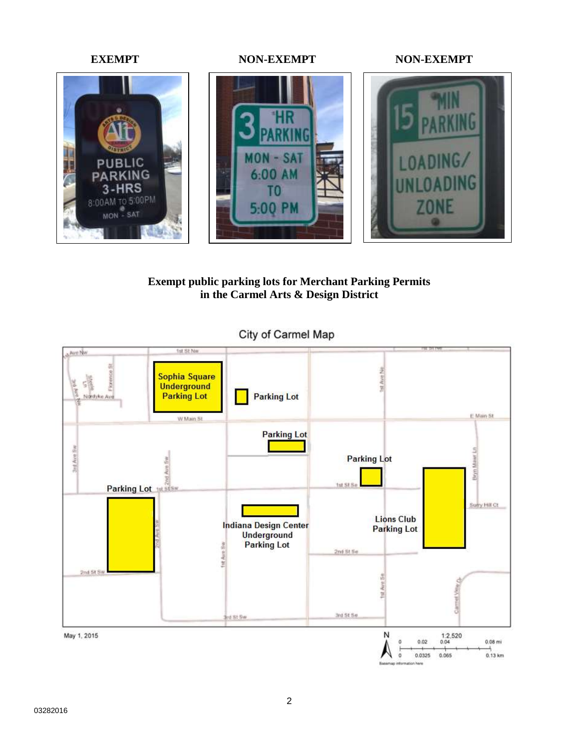**EXEMPT** **NON-EXEMPT** **NON-EXEMPT**

PUBLIC PARKING 3-HRS 8:00AM TO 5:00PM MON - SAT

3 HR PARKING MON - SAT 6:00 AM TO 5:00 PM

15 MIN PARKING LOADING/ UNLOADING ZONE

**Exempt public parking lots for Merchant Parking Permits in the Carmel Arts & Design District**

City of Carmel Map

Sophia Square Underground Parking Lot

Parking Lot

Parking Lot

Parking Lot

Parking Lot

Indiana Design Center Underground Parking Lot

Lions Club Parking Lot

1st St Nw

W Main St

E Main St

3rd Ave Sw

2nd Ave Sw

1st St Sw

1st Ave Sw

1st Ave Ne

1st St Se

2nd St Se

2nd St Sw

3rd St Sw

3rd St Se

1st Ave Se

Bryn Mawr Ln

Surry Hill Ct

Carmel View Dr

Nordyke Ave

Florence St

3rd Ave Nw

May 1, 2015

1:2,520

0 0.02 0.04 0.08 mi

0 0.0325 0.065 0.13 km

03282016